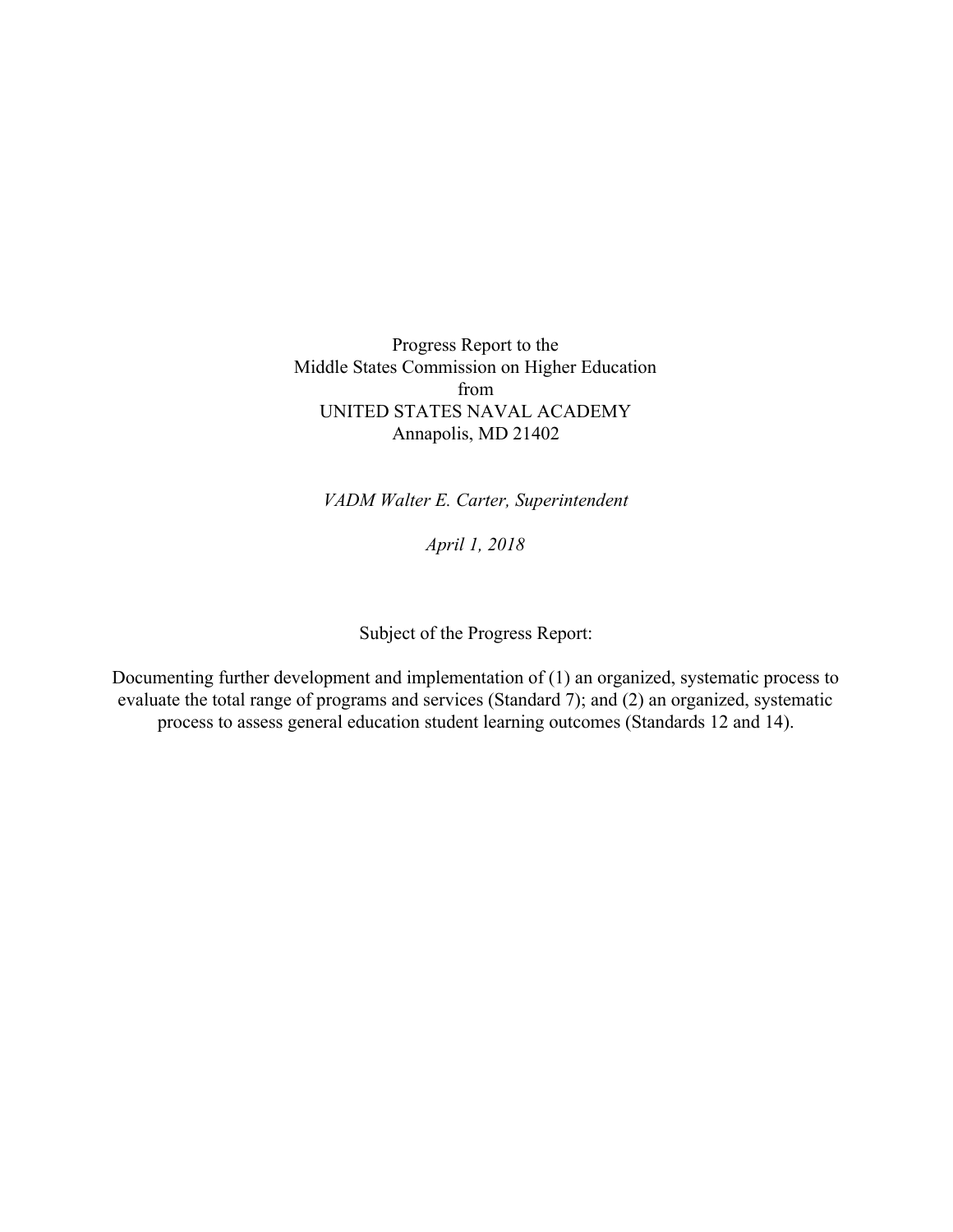Progress Report to the
Middle States Commission on Higher Education
from
UNITED STATES NAVAL ACADEMY
Annapolis, MD 21402

*VADM Walter E. Carter, Superintendent*

*April 1, 2018*

Subject of the Progress Report:

Documenting further development and implementation of (1) an organized, systematic process to evaluate the total range of programs and services (Standard 7); and (2) an organized, systematic process to assess general education student learning outcomes (Standards 12 and 14).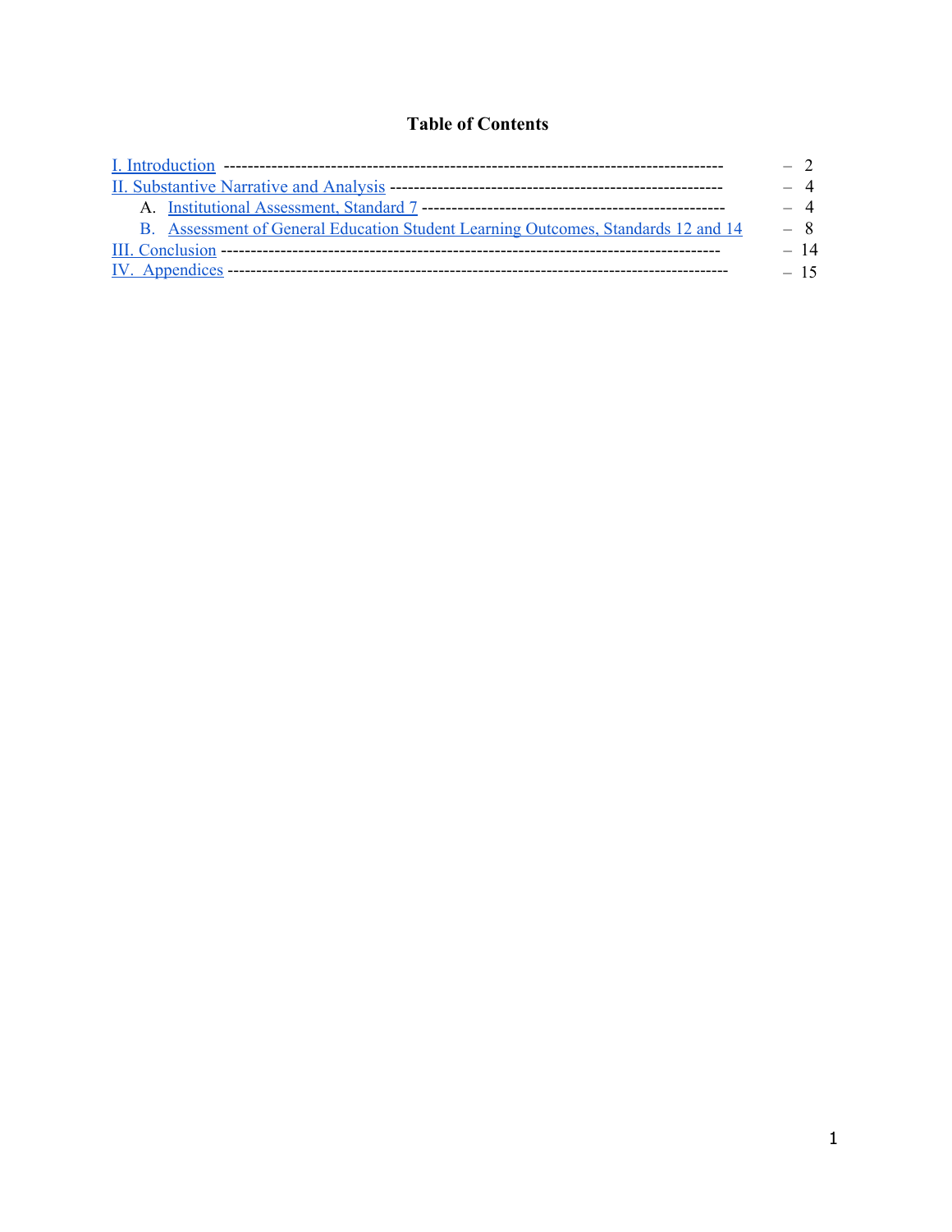**Table of Contents**

I. Introduction ---------------------------------------------------------------------------------- – 2

II. Substantive Narrative and Analysis --------------------------------------------------------- – 4

A. Institutional Assessment, Standard 7 ---------------------------------------------------- – 4

B. Assessment of General Education Student Learning Outcomes, Standards 12 and 14 – 8

III. Conclusion --------------------------------------------------------------------------------- – 14

IV. Appendices --------------------------------------------------------------------------------- – 15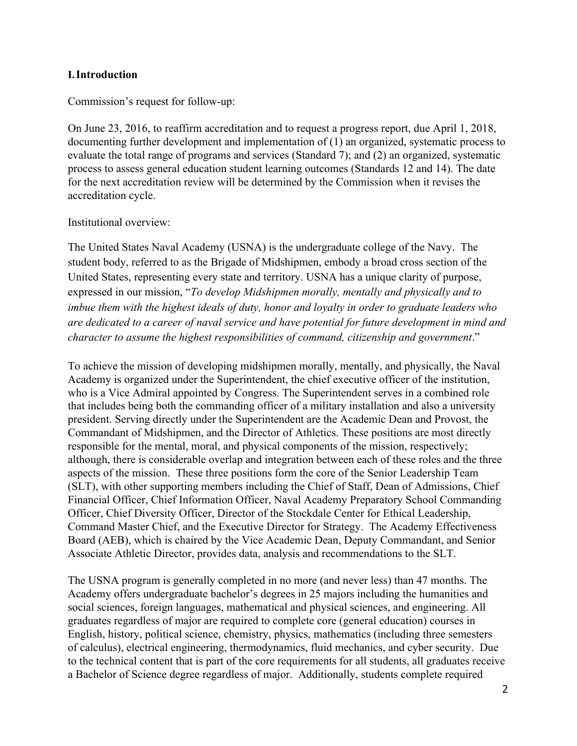## I. Introduction

Commission's request for follow-up:

On June 23, 2016, to reaffirm accreditation and to request a progress report, due April 1, 2018, documenting further development and implementation of (1) an organized, systematic process to evaluate the total range of programs and services (Standard 7); and (2) an organized, systematic process to assess general education student learning outcomes (Standards 12 and 14). The date for the next accreditation review will be determined by the Commission when it revises the accreditation cycle.

Institutional overview:

The United States Naval Academy (USNA) is the undergraduate college of the Navy. The student body, referred to as the Brigade of Midshipmen, embody a broad cross section of the United States, representing every state and territory. USNA has a unique clarity of purpose, expressed in our mission, "*To develop Midshipmen morally, mentally and physically and to imbue them with the highest ideals of duty, honor and loyalty in order to graduate leaders who are dedicated to a career of naval service and have potential for future development in mind and character to assume the highest responsibilities of command, citizenship and government*."

To achieve the mission of developing midshipmen morally, mentally, and physically, the Naval Academy is organized under the Superintendent, the chief executive officer of the institution, who is a Vice Admiral appointed by Congress. The Superintendent serves in a combined role that includes being both the commanding officer of a military installation and also a university president. Serving directly under the Superintendent are the Academic Dean and Provost, the Commandant of Midshipmen, and the Director of Athletics. These positions are most directly responsible for the mental, moral, and physical components of the mission, respectively; although, there is considerable overlap and integration between each of these roles and the three aspects of the mission. These three positions form the core of the Senior Leadership Team (SLT), with other supporting members including the Chief of Staff, Dean of Admissions, Chief Financial Officer, Chief Information Officer, Naval Academy Preparatory School Commanding Officer, Chief Diversity Officer, Director of the Stockdale Center for Ethical Leadership, Command Master Chief, and the Executive Director for Strategy. The Academy Effectiveness Board (AEB), which is chaired by the Vice Academic Dean, Deputy Commandant, and Senior Associate Athletic Director, provides data, analysis and recommendations to the SLT.

The USNA program is generally completed in no more (and never less) than 47 months. The Academy offers undergraduate bachelor's degrees in 25 majors including the humanities and social sciences, foreign languages, mathematical and physical sciences, and engineering. All graduates regardless of major are required to complete core (general education) courses in English, history, political science, chemistry, physics, mathematics (including three semesters of calculus), electrical engineering, thermodynamics, fluid mechanics, and cyber security. Due to the technical content that is part of the core requirements for all students, all graduates receive a Bachelor of Science degree regardless of major. Additionally, students complete required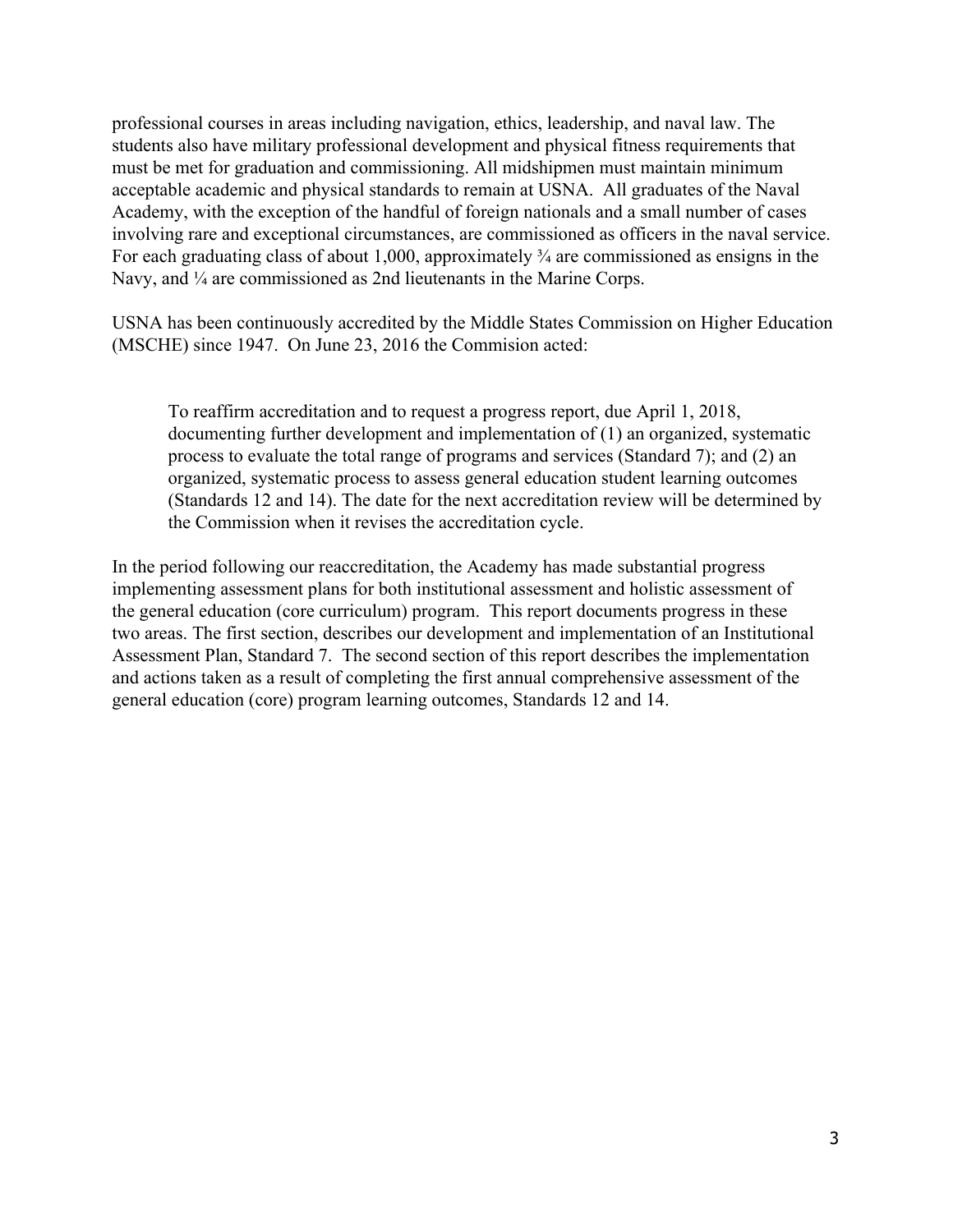professional courses in areas including navigation, ethics, leadership, and naval law. The students also have military professional development and physical fitness requirements that must be met for graduation and commissioning. All midshipmen must maintain minimum acceptable academic and physical standards to remain at USNA. All graduates of the Naval Academy, with the exception of the handful of foreign nationals and a small number of cases involving rare and exceptional circumstances, are commissioned as officers in the naval service. For each graduating class of about 1,000, approximately ¾ are commissioned as ensigns in the Navy, and ¼ are commissioned as 2nd lieutenants in the Marine Corps.

USNA has been continuously accredited by the Middle States Commission on Higher Education (MSCHE) since 1947. On June 23, 2016 the Commision acted:

> To reaffirm accreditation and to request a progress report, due April 1, 2018, documenting further development and implementation of (1) an organized, systematic process to evaluate the total range of programs and services (Standard 7); and (2) an organized, systematic process to assess general education student learning outcomes (Standards 12 and 14). The date for the next accreditation review will be determined by the Commission when it revises the accreditation cycle.

In the period following our reaccreditation, the Academy has made substantial progress implementing assessment plans for both institutional assessment and holistic assessment of the general education (core curriculum) program. This report documents progress in these two areas. The first section, describes our development and implementation of an Institutional Assessment Plan, Standard 7. The second section of this report describes the implementation and actions taken as a result of completing the first annual comprehensive assessment of the general education (core) program learning outcomes, Standards 12 and 14.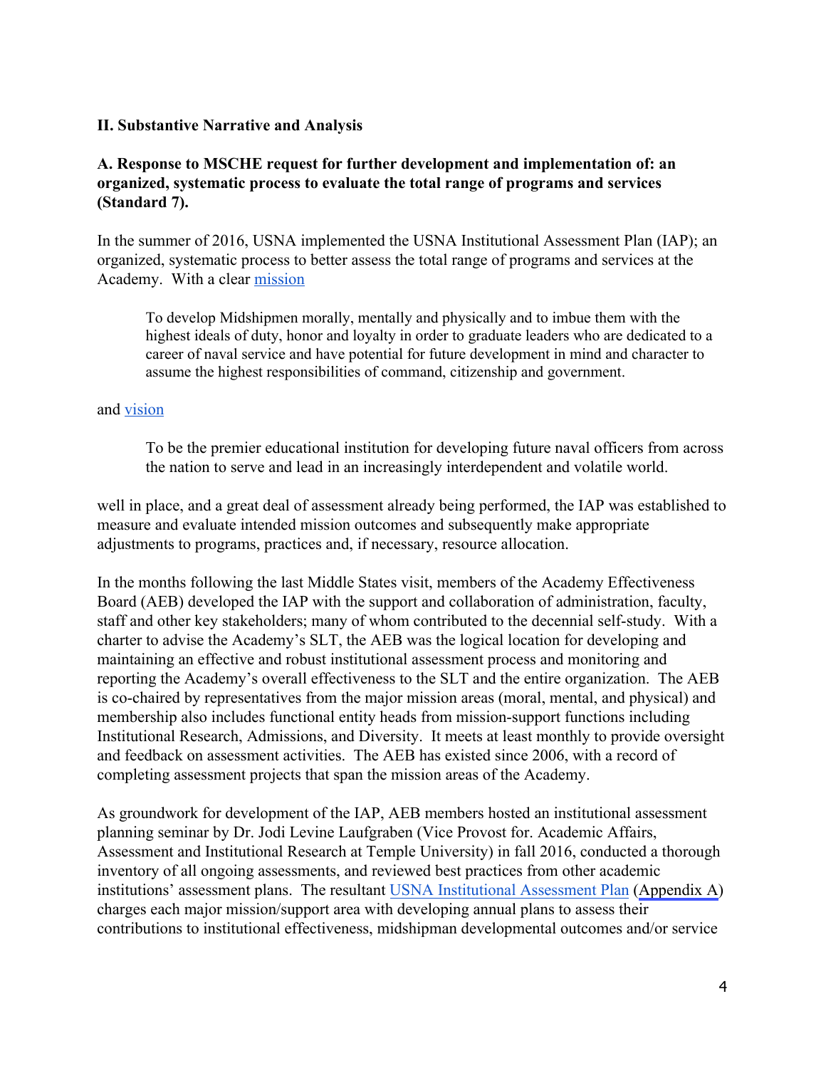## II. Substantive Narrative and Analysis

### A. Response to MSCHE request for further development and implementation of: an organized, systematic process to evaluate the total range of programs and services (Standard 7).

In the summer of 2016, USNA implemented the USNA Institutional Assessment Plan (IAP); an organized, systematic process to better assess the total range of programs and services at the Academy. With a clear mission

> To develop Midshipmen morally, mentally and physically and to imbue them with the highest ideals of duty, honor and loyalty in order to graduate leaders who are dedicated to a career of naval service and have potential for future development in mind and character to assume the highest responsibilities of command, citizenship and government.

and vision

> To be the premier educational institution for developing future naval officers from across the nation to serve and lead in an increasingly interdependent and volatile world.

well in place, and a great deal of assessment already being performed, the IAP was established to measure and evaluate intended mission outcomes and subsequently make appropriate adjustments to programs, practices and, if necessary, resource allocation.

In the months following the last Middle States visit, members of the Academy Effectiveness Board (AEB) developed the IAP with the support and collaboration of administration, faculty, staff and other key stakeholders; many of whom contributed to the decennial self-study. With a charter to advise the Academy's SLT, the AEB was the logical location for developing and maintaining an effective and robust institutional assessment process and monitoring and reporting the Academy's overall effectiveness to the SLT and the entire organization. The AEB is co-chaired by representatives from the major mission areas (moral, mental, and physical) and membership also includes functional entity heads from mission-support functions including Institutional Research, Admissions, and Diversity. It meets at least monthly to provide oversight and feedback on assessment activities. The AEB has existed since 2006, with a record of completing assessment projects that span the mission areas of the Academy.

As groundwork for development of the IAP, AEB members hosted an institutional assessment planning seminar by Dr. Jodi Levine Laufgraben (Vice Provost for. Academic Affairs, Assessment and Institutional Research at Temple University) in fall 2016, conducted a thorough inventory of all ongoing assessments, and reviewed best practices from other academic institutions' assessment plans. The resultant USNA Institutional Assessment Plan (Appendix A) charges each major mission/support area with developing annual plans to assess their contributions to institutional effectiveness, midshipman developmental outcomes and/or service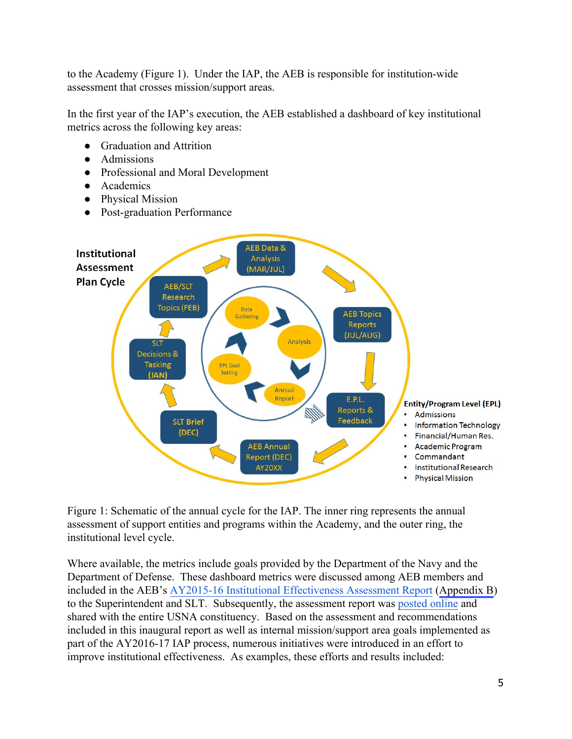to the Academy (Figure 1). Under the IAP, the AEB is responsible for institution-wide assessment that crosses mission/support areas.

In the first year of the IAP's execution, the AEB established a dashboard of key institutional metrics across the following key areas:

- Graduation and Attrition
- Admissions
- Professional and Moral Development
- Academics
- Physical Mission
- Post-graduation Performance

**Institutional Assessment Plan Cycle**

AEB Data & Analysis (MAR/JUL) → AEB Topics Reports (JUL/AUG) → E.P.L. Reports & Feedback → AEB Annual Report (DEC) AY20XX → SLT Brief (DEC) → SLT Decisions & Tasking (JAN) → AEB/SLT Research Topics (FEB) → AEB Data & Analysis (MAR/JUL)

Inner ring: Data Gathering → Analysis → Annual Report → EPL Goal Setting → Data Gathering

**Entity/Program Level (EPL)**
- Admissions
- Information Technology
- Financial/Human Res.
- Academic Program
- Commandant
- Institutional Research
- Physical Mission

Figure 1: Schematic of the annual cycle for the IAP. The inner ring represents the annual assessment of support entities and programs within the Academy, and the outer ring, the institutional level cycle.

Where available, the metrics include goals provided by the Department of the Navy and the Department of Defense. These dashboard metrics were discussed among AEB members and included in the AEB's AY2015-16 Institutional Effectiveness Assessment Report (Appendix B) to the Superintendent and SLT. Subsequently, the assessment report was posted online and shared with the entire USNA constituency. Based on the assessment and recommendations included in this inaugural report as well as internal mission/support area goals implemented as part of the AY2016-17 IAP process, numerous initiatives were introduced in an effort to improve institutional effectiveness. As examples, these efforts and results included: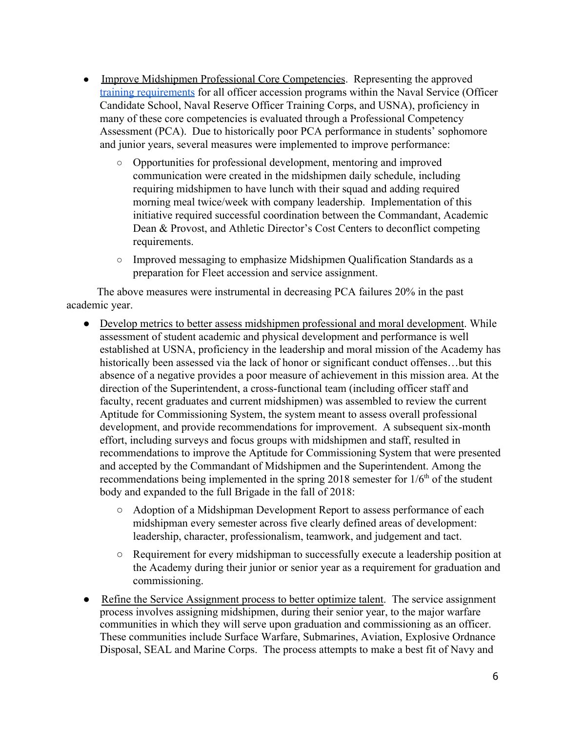- Improve Midshipmen Professional Core Competencies. Representing the approved training requirements for all officer accession programs within the Naval Service (Officer Candidate School, Naval Reserve Officer Training Corps, and USNA), proficiency in many of these core competencies is evaluated through a Professional Competency Assessment (PCA). Due to historically poor PCA performance in students' sophomore and junior years, several measures were implemented to improve performance:
    - Opportunities for professional development, mentoring and improved communication were created in the midshipmen daily schedule, including requiring midshipmen to have lunch with their squad and adding required morning meal twice/week with company leadership. Implementation of this initiative required successful coordination between the Commandant, Academic Dean & Provost, and Athletic Director's Cost Centers to deconflict competing requirements.
    - Improved messaging to emphasize Midshipmen Qualification Standards as a preparation for Fleet accession and service assignment.

The above measures were instrumental in decreasing PCA failures 20% in the past academic year.

- Develop metrics to better assess midshipmen professional and moral development. While assessment of student academic and physical development and performance is well established at USNA, proficiency in the leadership and moral mission of the Academy has historically been assessed via the lack of honor or significant conduct offenses…but this absence of a negative provides a poor measure of achievement in this mission area. At the direction of the Superintendent, a cross-functional team (including officer staff and faculty, recent graduates and current midshipmen) was assembled to review the current Aptitude for Commissioning System, the system meant to assess overall professional development, and provide recommendations for improvement. A subsequent six-month effort, including surveys and focus groups with midshipmen and staff, resulted in recommendations to improve the Aptitude for Commissioning System that were presented and accepted by the Commandant of Midshipmen and the Superintendent. Among the recommendations being implemented in the spring 2018 semester for 1/6th of the student body and expanded to the full Brigade in the fall of 2018:
    - Adoption of a Midshipman Development Report to assess performance of each midshipman every semester across five clearly defined areas of development: leadership, character, professionalism, teamwork, and judgement and tact.
    - Requirement for every midshipman to successfully execute a leadership position at the Academy during their junior or senior year as a requirement for graduation and commissioning.
- Refine the Service Assignment process to better optimize talent. The service assignment process involves assigning midshipmen, during their senior year, to the major warfare communities in which they will serve upon graduation and commissioning as an officer. These communities include Surface Warfare, Submarines, Aviation, Explosive Ordnance Disposal, SEAL and Marine Corps. The process attempts to make a best fit of Navy and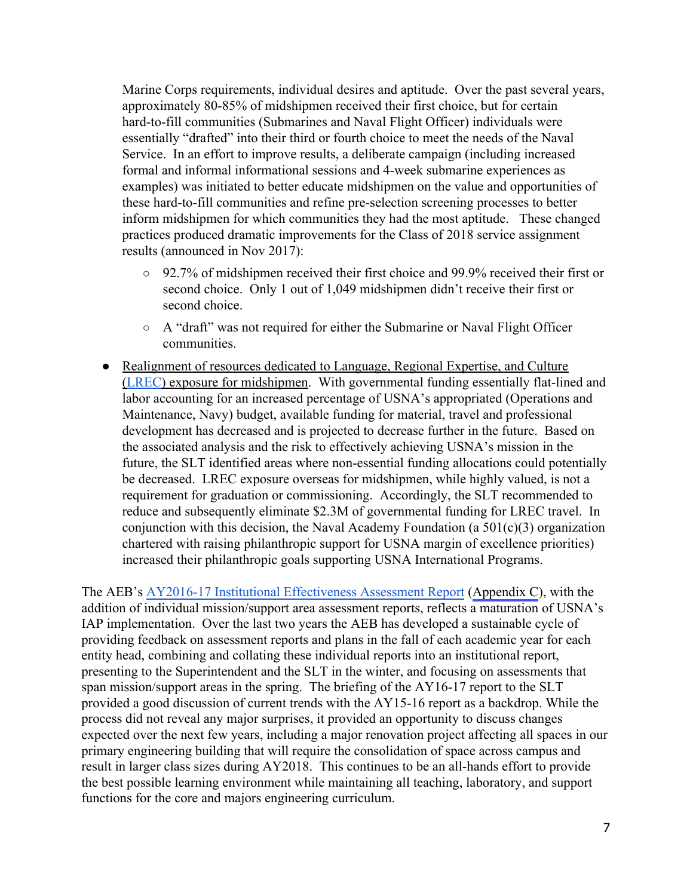Marine Corps requirements, individual desires and aptitude. Over the past several years, approximately 80-85% of midshipmen received their first choice, but for certain hard-to-fill communities (Submarines and Naval Flight Officer) individuals were essentially "drafted" into their third or fourth choice to meet the needs of the Naval Service. In an effort to improve results, a deliberate campaign (including increased formal and informal informational sessions and 4-week submarine experiences as examples) was initiated to better educate midshipmen on the value and opportunities of these hard-to-fill communities and refine pre-selection screening processes to better inform midshipmen for which communities they had the most aptitude. These changed practices produced dramatic improvements for the Class of 2018 service assignment results (announced in Nov 2017):

  - 92.7% of midshipmen received their first choice and 99.9% received their first or second choice. Only 1 out of 1,049 midshipmen didn't receive their first or second choice.
  - A "draft" was not required for either the Submarine or Naval Flight Officer communities.

- Realignment of resources dedicated to Language, Regional Expertise, and Culture (LREC) exposure for midshipmen. With governmental funding essentially flat-lined and labor accounting for an increased percentage of USNA's appropriated (Operations and Maintenance, Navy) budget, available funding for material, travel and professional development has decreased and is projected to decrease further in the future. Based on the associated analysis and the risk to effectively achieving USNA's mission in the future, the SLT identified areas where non-essential funding allocations could potentially be decreased. LREC exposure overseas for midshipmen, while highly valued, is not a requirement for graduation or commissioning. Accordingly, the SLT recommended to reduce and subsequently eliminate $2.3M of governmental funding for LREC travel. In conjunction with this decision, the Naval Academy Foundation (a 501(c)(3) organization chartered with raising philanthropic support for USNA margin of excellence priorities) increased their philanthropic goals supporting USNA International Programs.

The AEB's AY2016-17 Institutional Effectiveness Assessment Report (Appendix C), with the addition of individual mission/support area assessment reports, reflects a maturation of USNA's IAP implementation. Over the last two years the AEB has developed a sustainable cycle of providing feedback on assessment reports and plans in the fall of each academic year for each entity head, combining and collating these individual reports into an institutional report, presenting to the Superintendent and the SLT in the winter, and focusing on assessments that span mission/support areas in the spring. The briefing of the AY16-17 report to the SLT provided a good discussion of current trends with the AY15-16 report as a backdrop. While the process did not reveal any major surprises, it provided an opportunity to discuss changes expected over the next few years, including a major renovation project affecting all spaces in our primary engineering building that will require the consolidation of space across campus and result in larger class sizes during AY2018. This continues to be an all-hands effort to provide the best possible learning environment while maintaining all teaching, laboratory, and support functions for the core and majors engineering curriculum.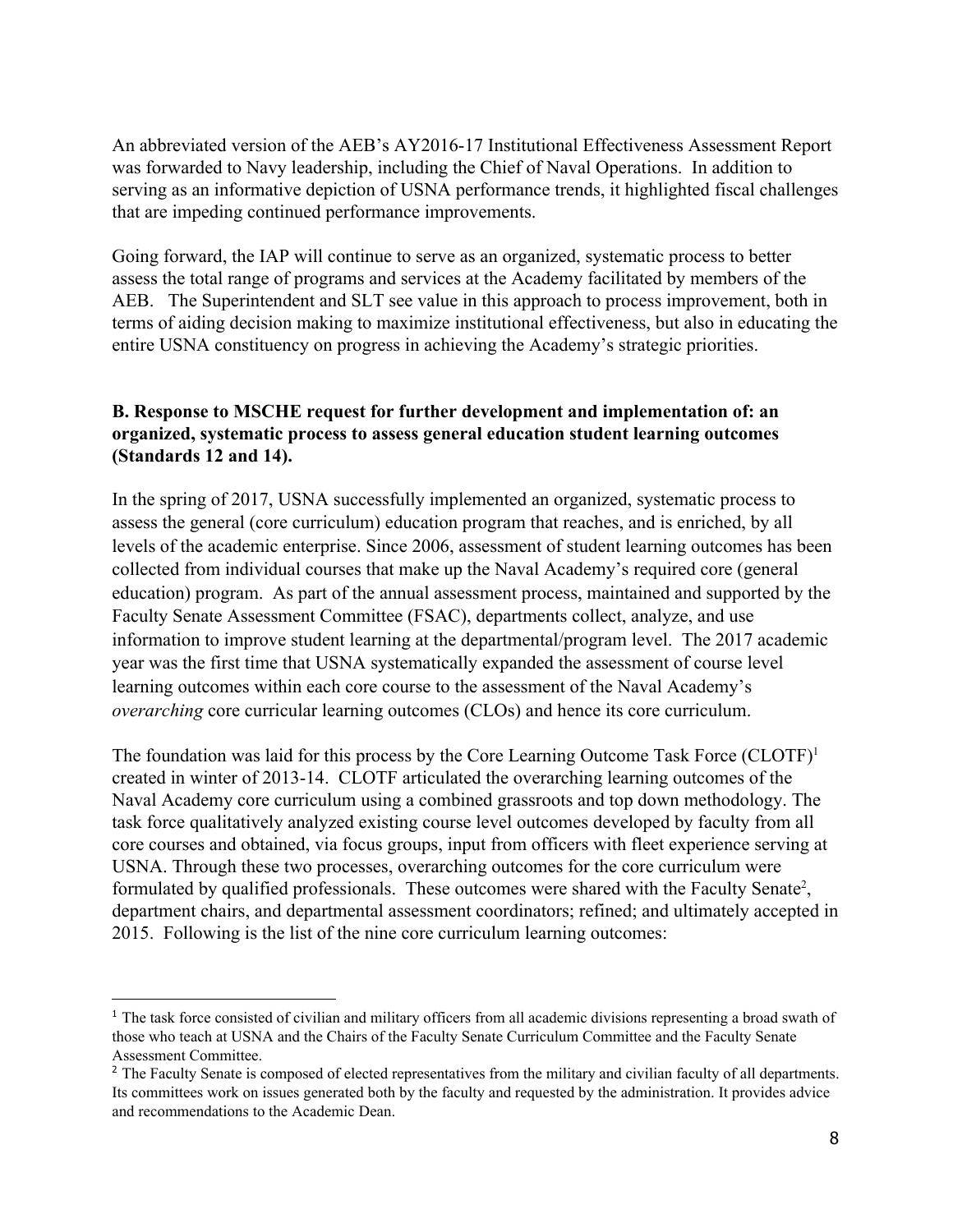An abbreviated version of the AEB's AY2016-17 Institutional Effectiveness Assessment Report was forwarded to Navy leadership, including the Chief of Naval Operations. In addition to serving as an informative depiction of USNA performance trends, it highlighted fiscal challenges that are impeding continued performance improvements.

Going forward, the IAP will continue to serve as an organized, systematic process to better assess the total range of programs and services at the Academy facilitated by members of the AEB. The Superintendent and SLT see value in this approach to process improvement, both in terms of aiding decision making to maximize institutional effectiveness, but also in educating the entire USNA constituency on progress in achieving the Academy's strategic priorities.

**B. Response to MSCHE request for further development and implementation of: an organized, systematic process to assess general education student learning outcomes (Standards 12 and 14).**

In the spring of 2017, USNA successfully implemented an organized, systematic process to assess the general (core curriculum) education program that reaches, and is enriched, by all levels of the academic enterprise. Since 2006, assessment of student learning outcomes has been collected from individual courses that make up the Naval Academy's required core (general education) program. As part of the annual assessment process, maintained and supported by the Faculty Senate Assessment Committee (FSAC), departments collect, analyze, and use information to improve student learning at the departmental/program level. The 2017 academic year was the first time that USNA systematically expanded the assessment of course level learning outcomes within each core course to the assessment of the Naval Academy's *overarching* core curricular learning outcomes (CLOs) and hence its core curriculum.

The foundation was laid for this process by the Core Learning Outcome Task Force (CLOTF)[1] created in winter of 2013-14. CLOTF articulated the overarching learning outcomes of the Naval Academy core curriculum using a combined grassroots and top down methodology. The task force qualitatively analyzed existing course level outcomes developed by faculty from all core courses and obtained, via focus groups, input from officers with fleet experience serving at USNA. Through these two processes, overarching outcomes for the core curriculum were formulated by qualified professionals. These outcomes were shared with the Faculty Senate[2], department chairs, and departmental assessment coordinators; refined; and ultimately accepted in 2015. Following is the list of the nine core curriculum learning outcomes:

---

[1] The task force consisted of civilian and military officers from all academic divisions representing a broad swath of those who teach at USNA and the Chairs of the Faculty Senate Curriculum Committee and the Faculty Senate Assessment Committee.

[2] The Faculty Senate is composed of elected representatives from the military and civilian faculty of all departments. Its committees work on issues generated both by the faculty and requested by the administration. It provides advice and recommendations to the Academic Dean.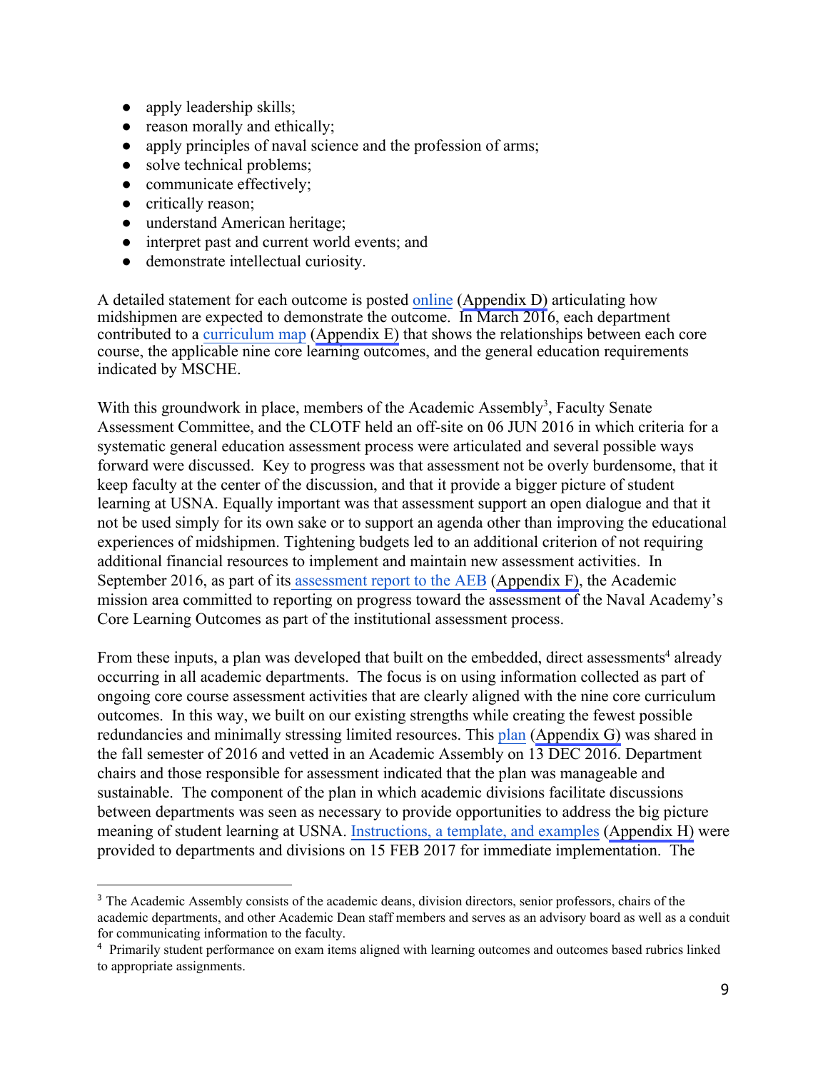- apply leadership skills;
- reason morally and ethically;
- apply principles of naval science and the profession of arms;
- solve technical problems;
- communicate effectively;
- critically reason;
- understand American heritage;
- interpret past and current world events; and
- demonstrate intellectual curiosity.

A detailed statement for each outcome is posted online (Appendix D) articulating how midshipmen are expected to demonstrate the outcome. In March 2016, each department contributed to a curriculum map (Appendix E) that shows the relationships between each core course, the applicable nine core learning outcomes, and the general education requirements indicated by MSCHE.

With this groundwork in place, members of the Academic Assembly[3], Faculty Senate Assessment Committee, and the CLOTF held an off-site on 06 JUN 2016 in which criteria for a systematic general education assessment process were articulated and several possible ways forward were discussed. Key to progress was that assessment not be overly burdensome, that it keep faculty at the center of the discussion, and that it provide a bigger picture of student learning at USNA. Equally important was that assessment support an open dialogue and that it not be used simply for its own sake or to support an agenda other than improving the educational experiences of midshipmen. Tightening budgets led to an additional criterion of not requiring additional financial resources to implement and maintain new assessment activities. In September 2016, as part of its assessment report to the AEB (Appendix F), the Academic mission area committed to reporting on progress toward the assessment of the Naval Academy's Core Learning Outcomes as part of the institutional assessment process.

From these inputs, a plan was developed that built on the embedded, direct assessments[4] already occurring in all academic departments. The focus is on using information collected as part of ongoing core course assessment activities that are clearly aligned with the nine core curriculum outcomes. In this way, we built on our existing strengths while creating the fewest possible redundancies and minimally stressing limited resources. This plan (Appendix G) was shared in the fall semester of 2016 and vetted in an Academic Assembly on 13 DEC 2016. Department chairs and those responsible for assessment indicated that the plan was manageable and sustainable. The component of the plan in which academic divisions facilitate discussions between departments was seen as necessary to provide opportunities to address the big picture meaning of student learning at USNA. Instructions, a template, and examples (Appendix H) were provided to departments and divisions on 15 FEB 2017 for immediate implementation. The

---

[3] The Academic Assembly consists of the academic deans, division directors, senior professors, chairs of the academic departments, and other Academic Dean staff members and serves as an advisory board as well as a conduit for communicating information to the faculty.

[4] Primarily student performance on exam items aligned with learning outcomes and outcomes based rubrics linked to appropriate assignments.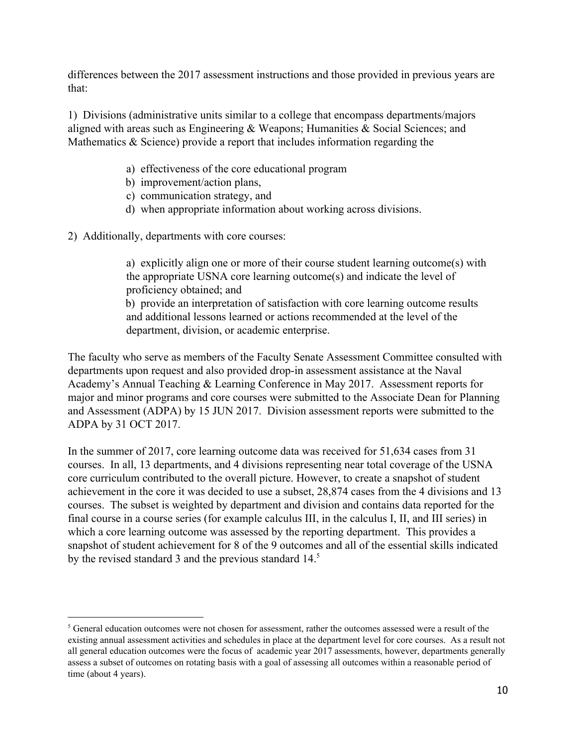differences between the 2017 assessment instructions and those provided in previous years are that:

1) Divisions (administrative units similar to a college that encompass departments/majors aligned with areas such as Engineering & Weapons; Humanities & Social Sciences; and Mathematics & Science) provide a report that includes information regarding the

- a) effectiveness of the core educational program
- b) improvement/action plans,
- c) communication strategy, and
- d) when appropriate information about working across divisions.

2) Additionally, departments with core courses:

- a) explicitly align one or more of their course student learning outcome(s) with the appropriate USNA core learning outcome(s) and indicate the level of proficiency obtained; and
- b) provide an interpretation of satisfaction with core learning outcome results and additional lessons learned or actions recommended at the level of the department, division, or academic enterprise.

The faculty who serve as members of the Faculty Senate Assessment Committee consulted with departments upon request and also provided drop-in assessment assistance at the Naval Academy's Annual Teaching & Learning Conference in May 2017. Assessment reports for major and minor programs and core courses were submitted to the Associate Dean for Planning and Assessment (ADPA) by 15 JUN 2017. Division assessment reports were submitted to the ADPA by 31 OCT 2017.

In the summer of 2017, core learning outcome data was received for 51,634 cases from 31 courses. In all, 13 departments, and 4 divisions representing near total coverage of the USNA core curriculum contributed to the overall picture. However, to create a snapshot of student achievement in the core it was decided to use a subset, 28,874 cases from the 4 divisions and 13 courses. The subset is weighted by department and division and contains data reported for the final course in a course series (for example calculus III, in the calculus I, II, and III series) in which a core learning outcome was assessed by the reporting department. This provides a snapshot of student achievement for 8 of the 9 outcomes and all of the essential skills indicated by the revised standard 3 and the previous standard 14.[5]

---

[5] General education outcomes were not chosen for assessment, rather the outcomes assessed were a result of the existing annual assessment activities and schedules in place at the department level for core courses. As a result not all general education outcomes were the focus of academic year 2017 assessments, however, departments generally assess a subset of outcomes on rotating basis with a goal of assessing all outcomes within a reasonable period of time (about 4 years).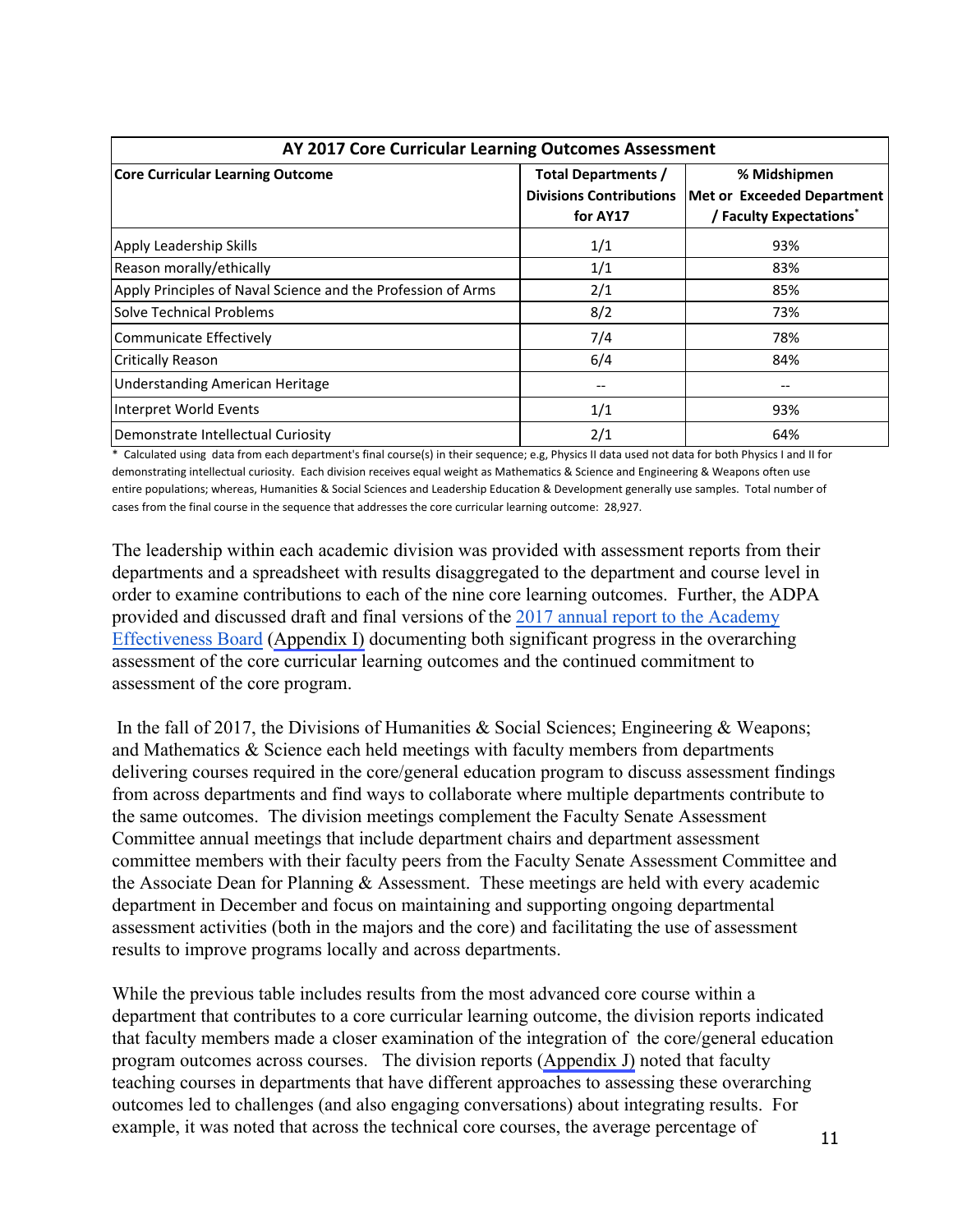| AY 2017 Core Curricular Learning Outcomes Assessment | | |
|---|---|---|
| **Core Curricular Learning Outcome** | **Total Departments / Divisions Contributions for AY17** | **% Midshipmen Met or Exceeded Department / Faculty Expectations*** |
| Apply Leadership Skills | 1/1 | 93% |
| Reason morally/ethically | 1/1 | 83% |
| Apply Principles of Naval Science and the Profession of Arms | 2/1 | 85% |
| Solve Technical Problems | 8/2 | 73% |
| Communicate Effectively | 7/4 | 78% |
| Critically Reason | 6/4 | 84% |
| Understanding American Heritage | -- | -- |
| Interpret World Events | 1/1 | 93% |
| Demonstrate Intellectual Curiosity | 2/1 | 64% |

* Calculated using data from each department's final course(s) in their sequence; e.g, Physics II data used not data for both Physics I and II for demonstrating intellectual curiosity. Each division receives equal weight as Mathematics & Science and Engineering & Weapons often use entire populations; whereas, Humanities & Social Sciences and Leadership Education & Development generally use samples. Total number of cases from the final course in the sequence that addresses the core curricular learning outcome: 28,927.

The leadership within each academic division was provided with assessment reports from their departments and a spreadsheet with results disaggregated to the department and course level in order to examine contributions to each of the nine core learning outcomes. Further, the ADPA provided and discussed draft and final versions of the 2017 annual report to the Academy Effectiveness Board (Appendix I) documenting both significant progress in the overarching assessment of the core curricular learning outcomes and the continued commitment to assessment of the core program.

In the fall of 2017, the Divisions of Humanities & Social Sciences; Engineering & Weapons; and Mathematics & Science each held meetings with faculty members from departments delivering courses required in the core/general education program to discuss assessment findings from across departments and find ways to collaborate where multiple departments contribute to the same outcomes. The division meetings complement the Faculty Senate Assessment Committee annual meetings that include department chairs and department assessment committee members with their faculty peers from the Faculty Senate Assessment Committee and the Associate Dean for Planning & Assessment. These meetings are held with every academic department in December and focus on maintaining and supporting ongoing departmental assessment activities (both in the majors and the core) and facilitating the use of assessment results to improve programs locally and across departments.

While the previous table includes results from the most advanced core course within a department that contributes to a core curricular learning outcome, the division reports indicated that faculty members made a closer examination of the integration of the core/general education program outcomes across courses. The division reports (Appendix J) noted that faculty teaching courses in departments that have different approaches to assessing these overarching outcomes led to challenges (and also engaging conversations) about integrating results. For example, it was noted that across the technical core courses, the average percentage of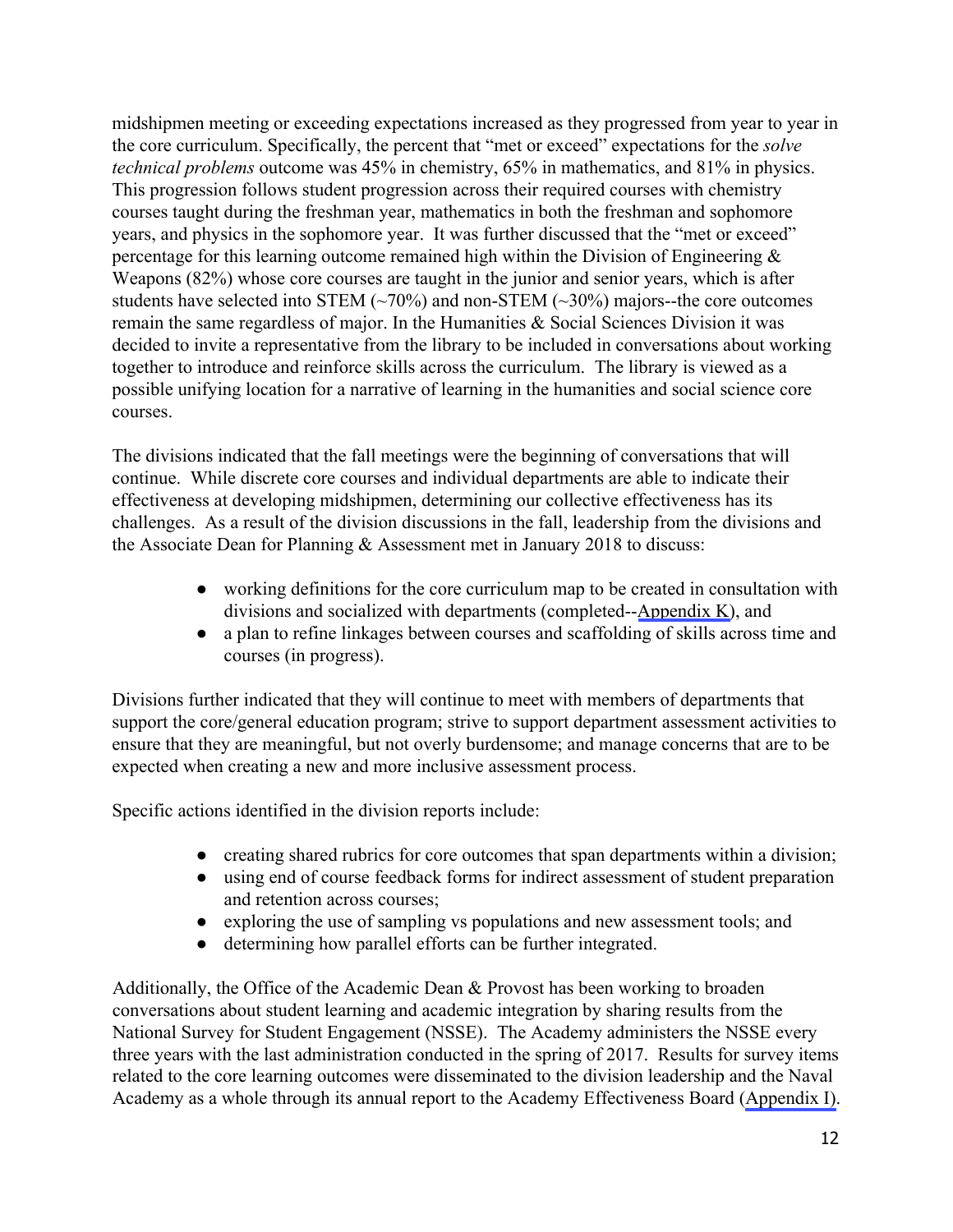midshipmen meeting or exceeding expectations increased as they progressed from year to year in the core curriculum. Specifically, the percent that "met or exceed" expectations for the *solve technical problems* outcome was 45% in chemistry, 65% in mathematics, and 81% in physics. This progression follows student progression across their required courses with chemistry courses taught during the freshman year, mathematics in both the freshman and sophomore years, and physics in the sophomore year. It was further discussed that the "met or exceed" percentage for this learning outcome remained high within the Division of Engineering & Weapons (82%) whose core courses are taught in the junior and senior years, which is after students have selected into STEM (~70%) and non-STEM (~30%) majors--the core outcomes remain the same regardless of major. In the Humanities & Social Sciences Division it was decided to invite a representative from the library to be included in conversations about working together to introduce and reinforce skills across the curriculum. The library is viewed as a possible unifying location for a narrative of learning in the humanities and social science core courses.

The divisions indicated that the fall meetings were the beginning of conversations that will continue. While discrete core courses and individual departments are able to indicate their effectiveness at developing midshipmen, determining our collective effectiveness has its challenges. As a result of the division discussions in the fall, leadership from the divisions and the Associate Dean for Planning & Assessment met in January 2018 to discuss:

- working definitions for the core curriculum map to be created in consultation with divisions and socialized with departments (completed--Appendix K), and
- a plan to refine linkages between courses and scaffolding of skills across time and courses (in progress).

Divisions further indicated that they will continue to meet with members of departments that support the core/general education program; strive to support department assessment activities to ensure that they are meaningful, but not overly burdensome; and manage concerns that are to be expected when creating a new and more inclusive assessment process.

Specific actions identified in the division reports include:

- creating shared rubrics for core outcomes that span departments within a division;
- using end of course feedback forms for indirect assessment of student preparation and retention across courses;
- exploring the use of sampling vs populations and new assessment tools; and
- determining how parallel efforts can be further integrated.

Additionally, the Office of the Academic Dean & Provost has been working to broaden conversations about student learning and academic integration by sharing results from the National Survey for Student Engagement (NSSE). The Academy administers the NSSE every three years with the last administration conducted in the spring of 2017. Results for survey items related to the core learning outcomes were disseminated to the division leadership and the Naval Academy as a whole through its annual report to the Academy Effectiveness Board (Appendix I).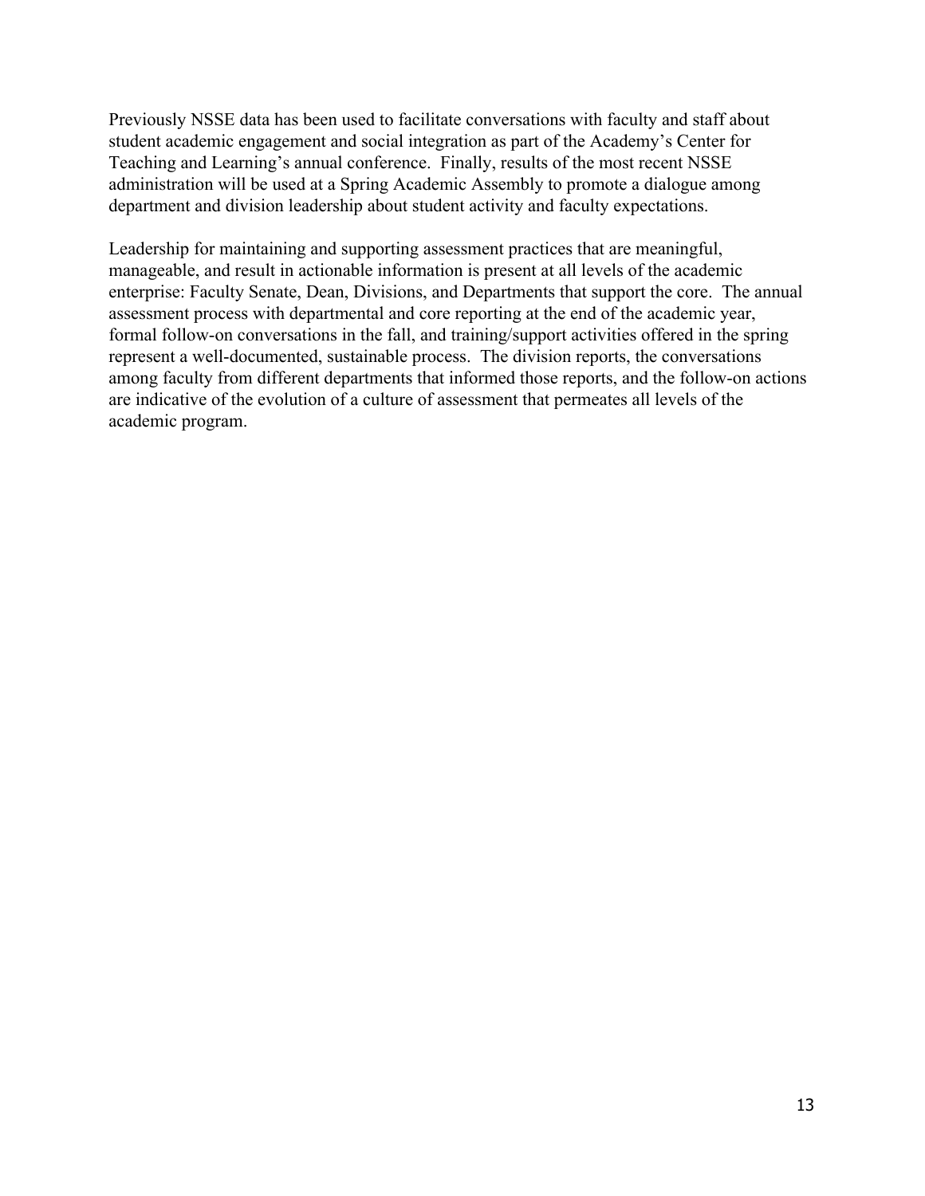Previously NSSE data has been used to facilitate conversations with faculty and staff about student academic engagement and social integration as part of the Academy's Center for Teaching and Learning's annual conference. Finally, results of the most recent NSSE administration will be used at a Spring Academic Assembly to promote a dialogue among department and division leadership about student activity and faculty expectations.

Leadership for maintaining and supporting assessment practices that are meaningful, manageable, and result in actionable information is present at all levels of the academic enterprise: Faculty Senate, Dean, Divisions, and Departments that support the core. The annual assessment process with departmental and core reporting at the end of the academic year, formal follow-on conversations in the fall, and training/support activities offered in the spring represent a well-documented, sustainable process. The division reports, the conversations among faculty from different departments that informed those reports, and the follow-on actions are indicative of the evolution of a culture of assessment that permeates all levels of the academic program.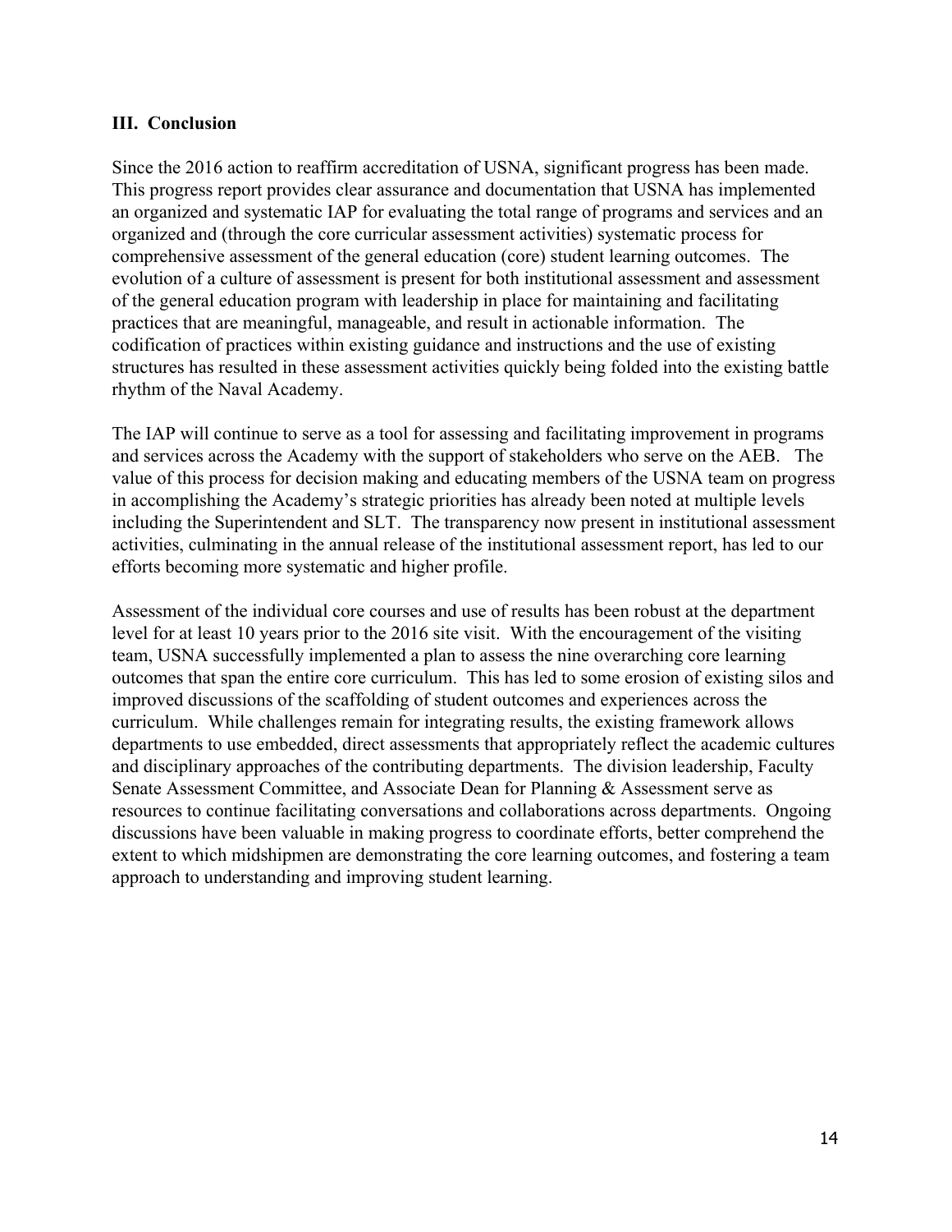## III. Conclusion

Since the 2016 action to reaffirm accreditation of USNA, significant progress has been made. This progress report provides clear assurance and documentation that USNA has implemented an organized and systematic IAP for evaluating the total range of programs and services and an organized and (through the core curricular assessment activities) systematic process for comprehensive assessment of the general education (core) student learning outcomes. The evolution of a culture of assessment is present for both institutional assessment and assessment of the general education program with leadership in place for maintaining and facilitating practices that are meaningful, manageable, and result in actionable information. The codification of practices within existing guidance and instructions and the use of existing structures has resulted in these assessment activities quickly being folded into the existing battle rhythm of the Naval Academy.

The IAP will continue to serve as a tool for assessing and facilitating improvement in programs and services across the Academy with the support of stakeholders who serve on the AEB. The value of this process for decision making and educating members of the USNA team on progress in accomplishing the Academy's strategic priorities has already been noted at multiple levels including the Superintendent and SLT. The transparency now present in institutional assessment activities, culminating in the annual release of the institutional assessment report, has led to our efforts becoming more systematic and higher profile.

Assessment of the individual core courses and use of results has been robust at the department level for at least 10 years prior to the 2016 site visit. With the encouragement of the visiting team, USNA successfully implemented a plan to assess the nine overarching core learning outcomes that span the entire core curriculum. This has led to some erosion of existing silos and improved discussions of the scaffolding of student outcomes and experiences across the curriculum. While challenges remain for integrating results, the existing framework allows departments to use embedded, direct assessments that appropriately reflect the academic cultures and disciplinary approaches of the contributing departments. The division leadership, Faculty Senate Assessment Committee, and Associate Dean for Planning & Assessment serve as resources to continue facilitating conversations and collaborations across departments. Ongoing discussions have been valuable in making progress to coordinate efforts, better comprehend the extent to which midshipmen are demonstrating the core learning outcomes, and fostering a team approach to understanding and improving student learning.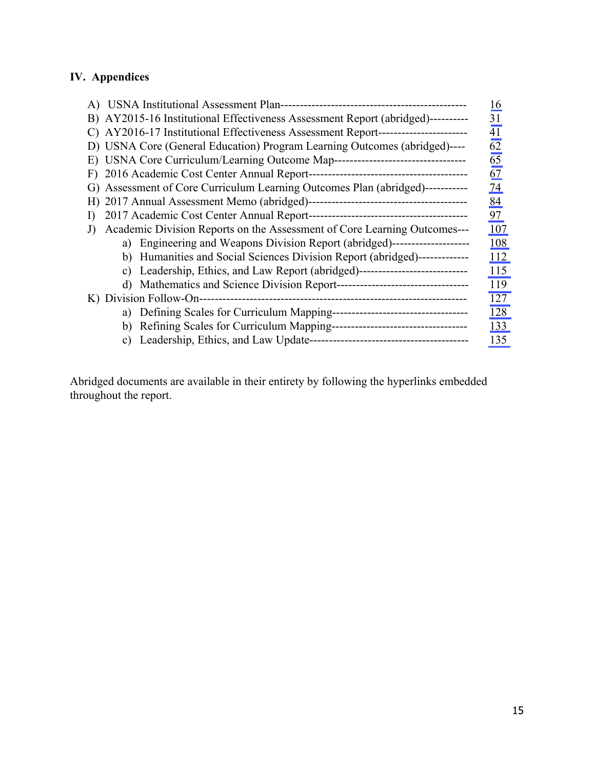## IV. Appendices

A) USNA Institutional Assessment Plan------------------------------------------------ 16
B) AY2015-16 Institutional Effectiveness Assessment Report (abridged)---------- 31
C) AY2016-17 Institutional Effectiveness Assessment Report----------------------- 41
D) USNA Core (General Education) Program Learning Outcomes (abridged)---- 62
E) USNA Core Curriculum/Learning Outcome Map---------------------------------- 65
F) 2016 Academic Cost Center Annual Report----------------------------------------- 67
G) Assessment of Core Curriculum Learning Outcomes Plan (abridged)----------- 74
H) 2017 Annual Assessment Memo (abridged)----------------------------------------- 84
I) 2017 Academic Cost Center Annual Report----------------------------------------- 97
J) Academic Division Reports on the Assessment of Core Learning Outcomes--- 107
   a) Engineering and Weapons Division Report (abridged)-------------------- 108
   b) Humanities and Social Sciences Division Report (abridged)------------- 112
   c) Leadership, Ethics, and Law Report (abridged)---------------------------- 115
   d) Mathematics and Science Division Report---------------------------------- 119
K) Division Follow-On---------------------------------------------------------------------- 127
   a) Defining Scales for Curriculum Mapping----------------------------------- 128
   b) Refining Scales for Curriculum Mapping----------------------------------- 133
   c) Leadership, Ethics, and Law Update----------------------------------------- 135

Abridged documents are available in their entirety by following the hyperlinks embedded throughout the report.